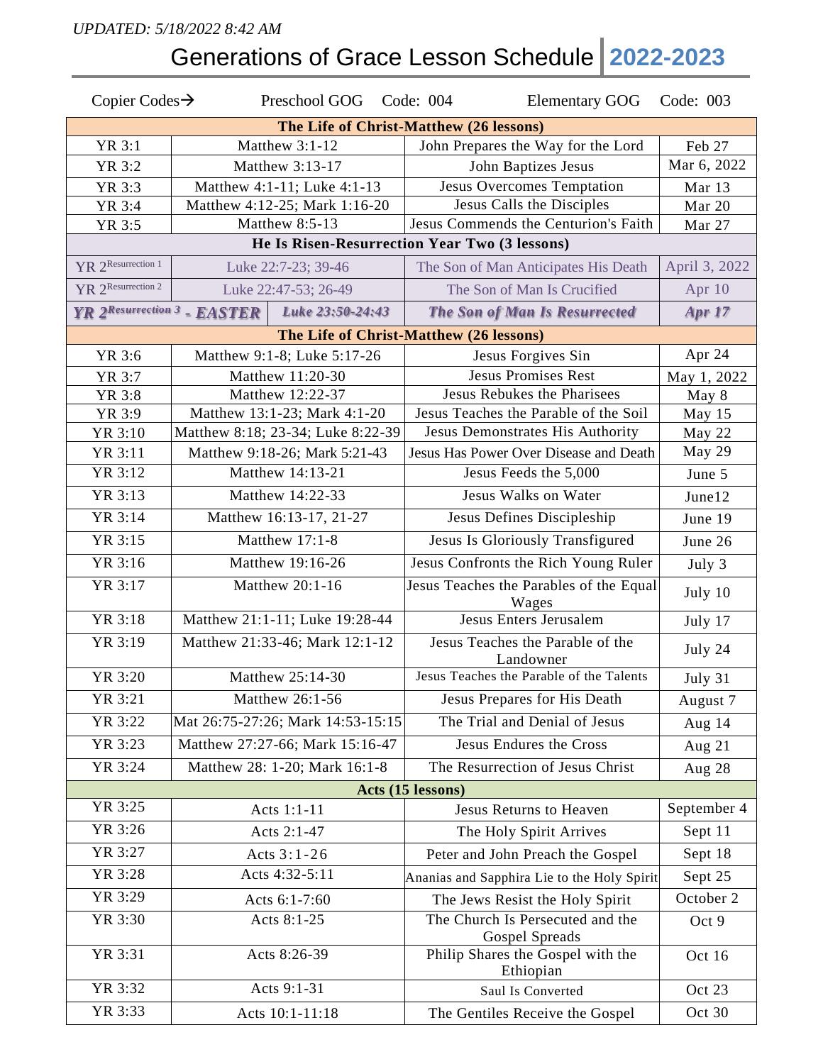*UPDATED: 5/18/2022 8:42 AM*

# Generations of Grace Lesson Schedule | 2022-2023

Copier Codes→ Preschool GOG Code: 004 Elementary GOG Code: 003

| | | | |
|---|---|---|---|
| **The Life of Christ-Matthew (26 lessons)** | | | |
| YR 3:1 | Matthew 3:1-12 | John Prepares the Way for the Lord | Feb 27 |
| YR 3:2 | Matthew 3:13-17 | John Baptizes Jesus | Mar 6, 2022 |
| YR 3:3 | Matthew 4:1-11; Luke 4:1-13 | Jesus Overcomes Temptation | Mar 13 |
| YR 3:4 | Matthew 4:12-25; Mark 1:16-20 | Jesus Calls the Disciples | Mar 20 |
| YR 3:5 | Matthew 8:5-13 | Jesus Commends the Centurion's Faith | Mar 27 |
| **He Is Risen-Resurrection Year Two (3 lessons)** | | | |
| YR 2Resurrection 1 | Luke 22:7-23; 39-46 | The Son of Man Anticipates His Death | April 3, 2022 |
| YR 2Resurrection 2 | Luke 22:47-53; 26-49 | The Son of Man Is Crucified | Apr 10 |
| ***YR 2Resurrection 3 - EASTER*** | ***Luke 23:50-24:43*** | ***The Son of Man Is Resurrected*** | ***Apr 17*** |
| **The Life of Christ-Matthew (26 lessons)** | | | |
| YR 3:6 | Matthew 9:1-8; Luke 5:17-26 | Jesus Forgives Sin | Apr 24 |
| YR 3:7 | Matthew 11:20-30 | Jesus Promises Rest | May 1, 2022 |
| YR 3:8 | Matthew 12:22-37 | Jesus Rebukes the Pharisees | May 8 |
| YR 3:9 | Matthew 13:1-23; Mark 4:1-20 | Jesus Teaches the Parable of the Soil | May 15 |
| YR 3:10 | Matthew 8:18; 23-34; Luke 8:22-39 | Jesus Demonstrates His Authority | May 22 |
| YR 3:11 | Matthew 9:18-26; Mark 5:21-43 | Jesus Has Power Over Disease and Death | May 29 |
| YR 3:12 | Matthew 14:13-21 | Jesus Feeds the 5,000 | June 5 |
| YR 3:13 | Matthew 14:22-33 | Jesus Walks on Water | June12 |
| YR 3:14 | Matthew 16:13-17, 21-27 | Jesus Defines Discipleship | June 19 |
| YR 3:15 | Matthew 17:1-8 | Jesus Is Gloriously Transfigured | June 26 |
| YR 3:16 | Matthew 19:16-26 | Jesus Confronts the Rich Young Ruler | July 3 |
| YR 3:17 | Matthew 20:1-16 | Jesus Teaches the Parables of the Equal Wages | July 10 |
| YR 3:18 | Matthew 21:1-11; Luke 19:28-44 | Jesus Enters Jerusalem | July 17 |
| YR 3:19 | Matthew 21:33-46; Mark 12:1-12 | Jesus Teaches the Parable of the Landowner | July 24 |
| YR 3:20 | Matthew 25:14-30 | Jesus Teaches the Parable of the Talents | July 31 |
| YR 3:21 | Matthew 26:1-56 | Jesus Prepares for His Death | August 7 |
| YR 3:22 | Mat 26:75-27:26; Mark 14:53-15:15 | The Trial and Denial of Jesus | Aug 14 |
| YR 3:23 | Matthew 27:27-66; Mark 15:16-47 | Jesus Endures the Cross | Aug 21 |
| YR 3:24 | Matthew 28: 1-20; Mark 16:1-8 | The Resurrection of Jesus Christ | Aug 28 |
| **Acts (15 lessons)** | | | |
| YR 3:25 | Acts 1:1-11 | Jesus Returns to Heaven | September 4 |
| YR 3:26 | Acts 2:1-47 | The Holy Spirit Arrives | Sept 11 |
| YR 3:27 | Acts 3:1-26 | Peter and John Preach the Gospel | Sept 18 |
| YR 3:28 | Acts 4:32-5:11 | Ananias and Sapphira Lie to the Holy Spirit | Sept 25 |
| YR 3:29 | Acts 6:1-7:60 | The Jews Resist the Holy Spirit | October 2 |
| YR 3:30 | Acts 8:1-25 | The Church Is Persecuted and the Gospel Spreads | Oct 9 |
| YR 3:31 | Acts 8:26-39 | Philip Shares the Gospel with the Ethiopian | Oct 16 |
| YR 3:32 | Acts 9:1-31 | Saul Is Converted | Oct 23 |
| YR 3:33 | Acts 10:1-11:18 | The Gentiles Receive the Gospel | Oct 30 |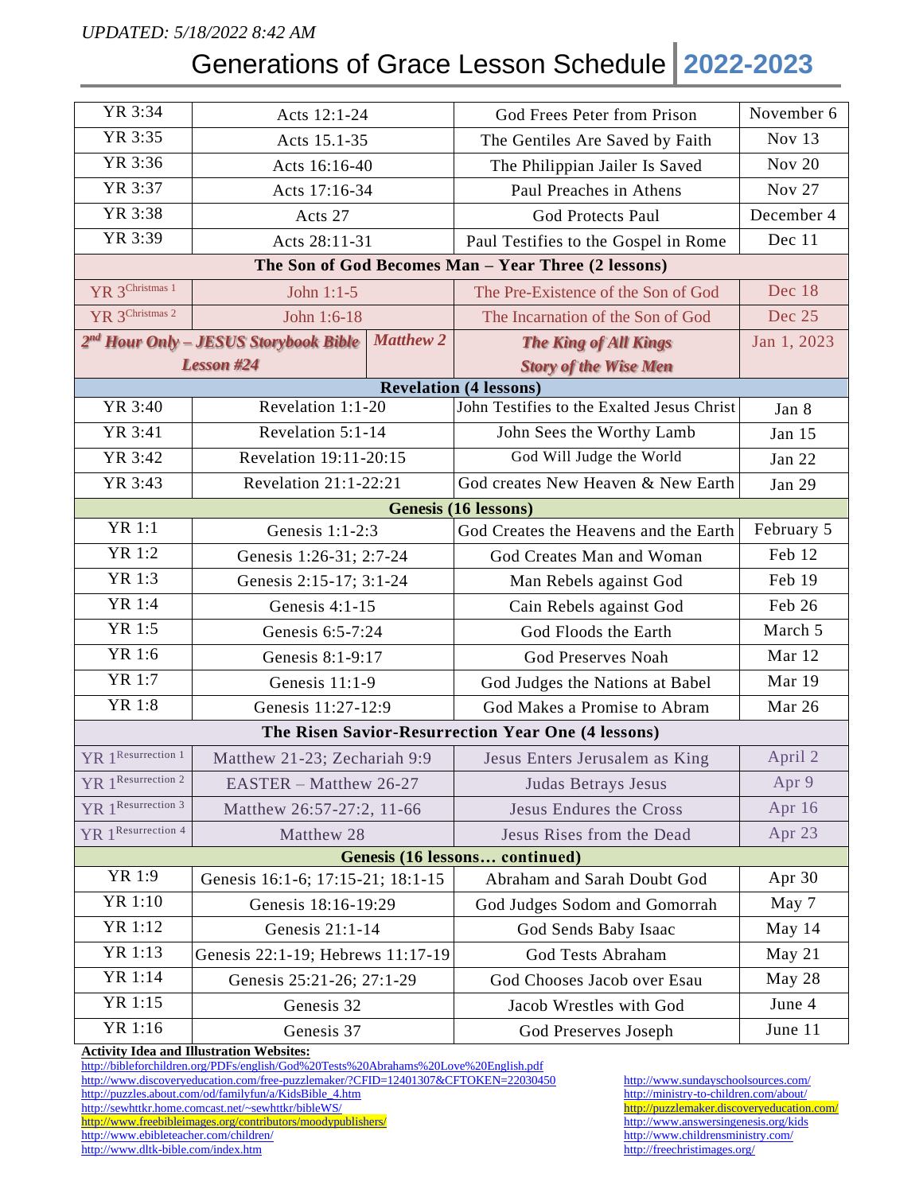UPDATED: 5/18/2022 8:42 AM

# Generations of Grace Lesson Schedule 2022-2023

| | | | |
|---|---|---|---|
| YR 3:34 | Acts 12:1-24 | God Frees Peter from Prison | November 6 |
| YR 3:35 | Acts 15.1-35 | The Gentiles Are Saved by Faith | Nov 13 |
| YR 3:36 | Acts 16:16-40 | The Philippian Jailer Is Saved | Nov 20 |
| YR 3:37 | Acts 17:16-34 | Paul Preaches in Athens | Nov 27 |
| YR 3:38 | Acts 27 | God Protects Paul | December 4 |
| YR 3:39 | Acts 28:11-31 | Paul Testifies to the Gospel in Rome | Dec 11 |
| **The Son of God Becomes Man – Year Three (2 lessons)** | | | |
| YR 3 Christmas 1 | John 1:1-5 | The Pre-Existence of the Son of God | Dec 18 |
| YR 3 Christmas 2 | John 1:6-18 | The Incarnation of the Son of God | Dec 25 |
| ***2nd Hour Only – JESUS Storybook Bible Lesson #24*** | ***Matthew 2*** | ***The King of All Kings Story of the Wise Men*** | Jan 1, 2023 |
| **Revelation (4 lessons)** | | | |
| YR 3:40 | Revelation 1:1-20 | John Testifies to the Exalted Jesus Christ | Jan 8 |
| YR 3:41 | Revelation 5:1-14 | John Sees the Worthy Lamb | Jan 15 |
| YR 3:42 | Revelation 19:11-20:15 | God Will Judge the World | Jan 22 |
| YR 3:43 | Revelation 21:1-22:21 | God creates New Heaven & New Earth | Jan 29 |
| **Genesis (16 lessons)** | | | |
| YR 1:1 | Genesis 1:1-2:3 | God Creates the Heavens and the Earth | February 5 |
| YR 1:2 | Genesis 1:26-31; 2:7-24 | God Creates Man and Woman | Feb 12 |
| YR 1:3 | Genesis 2:15-17; 3:1-24 | Man Rebels against God | Feb 19 |
| YR 1:4 | Genesis 4:1-15 | Cain Rebels against God | Feb 26 |
| YR 1:5 | Genesis 6:5-7:24 | God Floods the Earth | March 5 |
| YR 1:6 | Genesis 8:1-9:17 | God Preserves Noah | Mar 12 |
| YR 1:7 | Genesis 11:1-9 | God Judges the Nations at Babel | Mar 19 |
| YR 1:8 | Genesis 11:27-12:9 | God Makes a Promise to Abram | Mar 26 |
| **The Risen Savior-Resurrection Year One (4 lessons)** | | | |
| YR 1 Resurrection 1 | Matthew 21-23; Zechariah 9:9 | Jesus Enters Jerusalem as King | April 2 |
| YR 1 Resurrection 2 | EASTER – Matthew 26-27 | Judas Betrays Jesus | Apr 9 |
| YR 1 Resurrection 3 | Matthew 26:57-27:2, 11-66 | Jesus Endures the Cross | Apr 16 |
| YR 1 Resurrection 4 | Matthew 28 | Jesus Rises from the Dead | Apr 23 |
| **Genesis (16 lessons… continued)** | | | |
| YR 1:9 | Genesis 16:1-6; 17:15-21; 18:1-15 | Abraham and Sarah Doubt God | Apr 30 |
| YR 1:10 | Genesis 18:16-19:29 | God Judges Sodom and Gomorrah | May 7 |
| YR 1:12 | Genesis 21:1-14 | God Sends Baby Isaac | May 14 |
| YR 1:13 | Genesis 22:1-19; Hebrews 11:17-19 | God Tests Abraham | May 21 |
| YR 1:14 | Genesis 25:21-26; 27:1-29 | God Chooses Jacob over Esau | May 28 |
| YR 1:15 | Genesis 32 | Jacob Wrestles with God | June 4 |
| YR 1:16 | Genesis 37 | God Preserves Joseph | June 11 |

**Activity Idea and Illustration Websites:**

http://bibleforchildren.org/PDFs/english/God%20Tests%20Abrahams%20Love%20English.pdf
http://www.discoveryeducation.com/free-puzzlemaker/?CFID=12401307&CFTOKEN=22030450
http://puzzles.about.com/od/familyfun/a/KidsBible_4.htm
http://sewhttkr.home.comcast.net/~sewhttkr/bibleWS/
http://www.freebibleimages.org/contributors/moodypublishers/
http://www.ebibleteacher.com/children/
http://www.dltk-bible.com/index.htm

http://www.sundayschoolsources.com/
http://ministry-to-children.com/about/
http://puzzlemaker.discoveryeducation.com/
http://www.answersingenesis.org/kids
http://www.childrensministry.com/
http://freechristimages.org/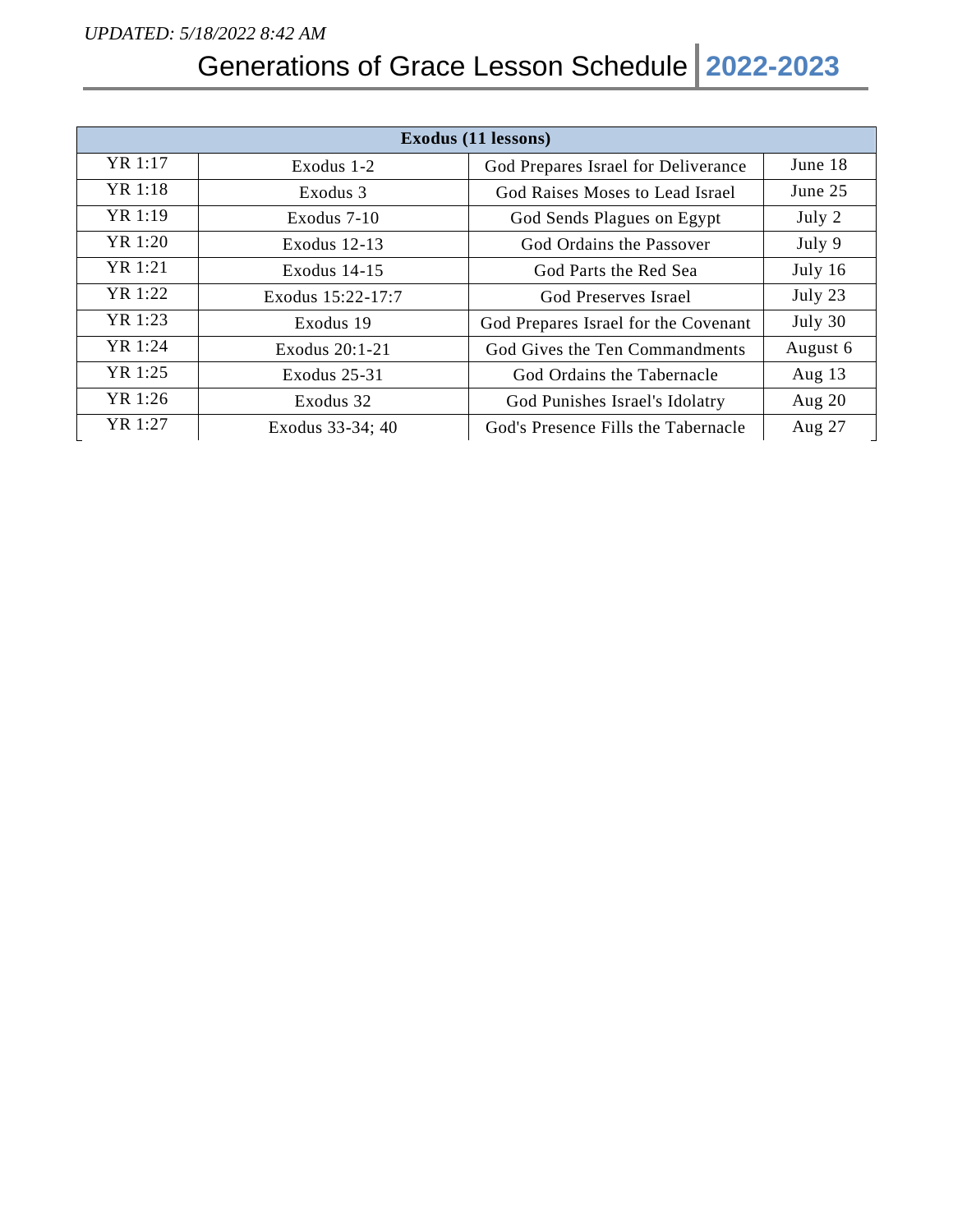*UPDATED: 5/18/2022 8:42 AM*

# Generations of Grace Lesson Schedule 2022-2023

| **Exodus (11 lessons)** | | | |
|---|---|---|---|
| YR 1:17 | Exodus 1-2 | God Prepares Israel for Deliverance | June 18 |
| YR 1:18 | Exodus 3 | God Raises Moses to Lead Israel | June 25 |
| YR 1:19 | Exodus 7-10 | God Sends Plagues on Egypt | July 2 |
| YR 1:20 | Exodus 12-13 | God Ordains the Passover | July 9 |
| YR 1:21 | Exodus 14-15 | God Parts the Red Sea | July 16 |
| YR 1:22 | Exodus 15:22-17:7 | God Preserves Israel | July 23 |
| YR 1:23 | Exodus 19 | God Prepares Israel for the Covenant | July 30 |
| YR 1:24 | Exodus 20:1-21 | God Gives the Ten Commandments | August 6 |
| YR 1:25 | Exodus 25-31 | God Ordains the Tabernacle | Aug 13 |
| YR 1:26 | Exodus 32 | God Punishes Israel's Idolatry | Aug 20 |
| YR 1:27 | Exodus 33-34; 40 | God's Presence Fills the Tabernacle | Aug 27 |